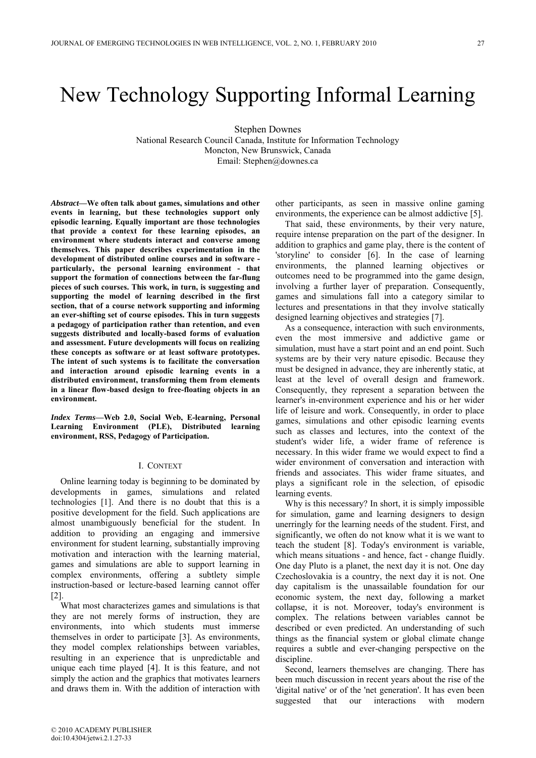# New Technology Supporting Informal Learning

Stephen Downes
National Research Council Canada, Institute for Information Technology
Moncton, New Brunswick, Canada
Email: Stephen@downes.ca

***Abstract*—We often talk about games, simulations and other events in learning, but these technologies support only episodic learning. Equally important are those technologies that provide a context for these learning episodes, an environment where students interact and converse among themselves. This paper describes experimentation in the development of distributed online courses and in software - particularly, the personal learning environment - that support the formation of connections between the far-flung pieces of such courses. This work, in turn, is suggesting and supporting the model of learning described in the first section, that of a course network supporting and informing an ever-shifting set of course episodes. This in turn suggests a pedagogy of participation rather than retention, and even suggests distributed and locally-based forms of evaluation and assessment. Future developments will focus on realizing these concepts as software or at least software prototypes. The intent of such systems is to facilitate the conversation and interaction around episodic learning events in a distributed environment, transforming them from elements in a linear flow-based design to free-floating objects in an environment.**

***Index Terms*—Web 2.0, Social Web, E-learning, Personal Learning Environment (PLE), Distributed learning environment, RSS, Pedagogy of Participation.**

## I. Context

Online learning today is beginning to be dominated by developments in games, simulations and related technologies [1]. And there is no doubt that this is a positive development for the field. Such applications are almost unambiguously beneficial for the student. In addition to providing an engaging and immersive environment for student learning, substantially improving motivation and interaction with the learning material, games and simulations are able to support learning in complex environments, offering a subtlety simple instruction-based or lecture-based learning cannot offer [2].

What most characterizes games and simulations is that they are not merely forms of instruction, they are environments, into which students must immerse themselves in order to participate [3]. As environments, they model complex relationships between variables, resulting in an experience that is unpredictable and unique each time played [4]. It is this feature, and not simply the action and the graphics that motivates learners and draws them in. With the addition of interaction with other participants, as seen in massive online gaming environments, the experience can be almost addictive [5].

That said, these environments, by their very nature, require intense preparation on the part of the designer. In addition to graphics and game play, there is the content of 'storyline' to consider [6]. In the case of learning environments, the planned learning objectives or outcomes need to be programmed into the game design, involving a further layer of preparation. Consequently, games and simulations fall into a category similar to lectures and presentations in that they involve statically designed learning objectives and strategies [7].

As a consequence, interaction with such environments, even the most immersive and addictive game or simulation, must have a start point and an end point. Such systems are by their very nature episodic. Because they must be designed in advance, they are inherently static, at least at the level of overall design and framework. Consequently, they represent a separation between the learner's in-environment experience and his or her wider life of leisure and work. Consequently, in order to place games, simulations and other episodic learning events such as classes and lectures, into the context of the student's wider life, a wider frame of reference is necessary. In this wider frame we would expect to find a wider environment of conversation and interaction with friends and associates. This wider frame situates, and plays a significant role in the selection, of episodic learning events.

Why is this necessary? In short, it is simply impossible for simulation, game and learning designers to design unerringly for the learning needs of the student. First, and significantly, we often do not know what it is we want to teach the student [8]. Today's environment is variable, which means situations - and hence, fact - change fluidly. One day Pluto is a planet, the next day it is not. One day Czechoslovakia is a country, the next day it is not. One day capitalism is the unassailable foundation for our economic system, the next day, following a market collapse, it is not. Moreover, today's environment is complex. The relations between variables cannot be described or even predicted. An understanding of such things as the financial system or global climate change requires a subtle and ever-changing perspective on the discipline.

Second, learners themselves are changing. There has been much discussion in recent years about the rise of the 'digital native' or of the 'net generation'. It has even been suggested that our interactions with modern

© 2010 ACADEMY PUBLISHER
doi:10.4304/jetwi.2.1.27-33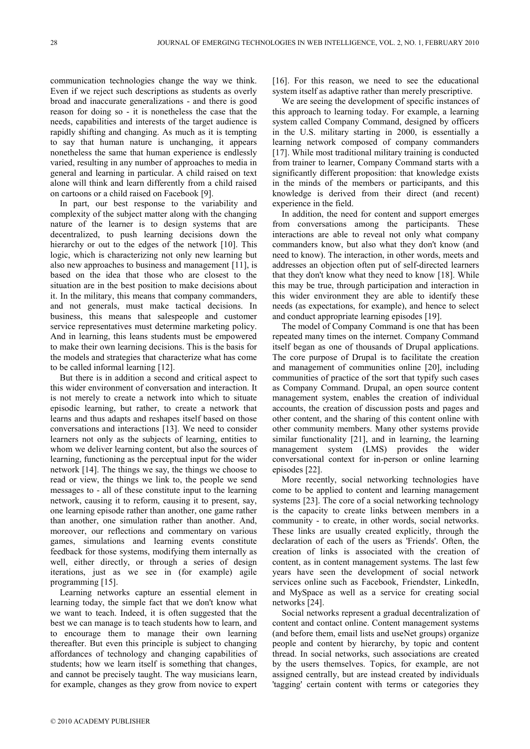communication technologies change the way we think. Even if we reject such descriptions as students as overly broad and inaccurate generalizations - and there is good reason for doing so - it is nonetheless the case that the needs, capabilities and interests of the target audience is rapidly shifting and changing. As much as it is tempting to say that human nature is unchanging, it appears nonetheless the same that human experience is endlessly varied, resulting in any number of approaches to media in general and learning in particular. A child raised on text alone will think and learn differently from a child raised on cartoons or a child raised on Facebook [9].

In part, our best response to the variability and complexity of the subject matter along with the changing nature of the learner is to design systems that are decentralized, to push learning decisions down the hierarchy or out to the edges of the network [10]. This logic, which is characterizing not only new learning but also new approaches to business and management [11], is based on the idea that those who are closest to the situation are in the best position to make decisions about it. In the military, this means that company commanders, and not generals, must make tactical decisions. In business, this means that salespeople and customer service representatives must determine marketing policy. And in learning, this leans students must be empowered to make their own learning decisions. This is the basis for the models and strategies that characterize what has come to be called informal learning [12].

But there is in addition a second and critical aspect to this wider environment of conversation and interaction. It is not merely to create a network into which to situate episodic learning, but rather, to create a network that learns and thus adapts and reshapes itself based on those conversations and interactions [13]. We need to consider learners not only as the subjects of learning, entities to whom we deliver learning content, but also the sources of learning, functioning as the perceptual input for the wider network [14]. The things we say, the things we choose to read or view, the things we link to, the people we send messages to - all of these constitute input to the learning network, causing it to reform, causing it to present, say, one learning episode rather than another, one game rather than another, one simulation rather than another. And, moreover, our reflections and commentary on various games, simulations and learning events constitute feedback for those systems, modifying them internally as well, either directly, or through a series of design iterations, just as we see in (for example) agile programming [15].

Learning networks capture an essential element in learning today, the simple fact that we don't know what we want to teach. Indeed, it is often suggested that the best we can manage is to teach students how to learn, and to encourage them to manage their own learning thereafter. But even this principle is subject to changing affordances of technology and changing capabilities of students; how we learn itself is something that changes, and cannot be precisely taught. The way musicians learn, for example, changes as they grow from novice to expert [16]. For this reason, we need to see the educational system itself as adaptive rather than merely prescriptive.

We are seeing the development of specific instances of this approach to learning today. For example, a learning system called Company Command, designed by officers in the U.S. military starting in 2000, is essentially a learning network composed of company commanders [17]. While most traditional military training is conducted from trainer to learner, Company Command starts with a significantly different proposition: that knowledge exists in the minds of the members or participants, and this knowledge is derived from their direct (and recent) experience in the field.

In addition, the need for content and support emerges from conversations among the participants. These interactions are able to reveal not only what company commanders know, but also what they don't know (and need to know). The interaction, in other words, meets and addresses an objection often put of self-directed learners that they don't know what they need to know [18]. While this may be true, through participation and interaction in this wider environment they are able to identify these needs (as expectations, for example), and hence to select and conduct appropriate learning episodes [19].

The model of Company Command is one that has been repeated many times on the internet. Company Command itself began as one of thousands of Drupal applications. The core purpose of Drupal is to facilitate the creation and management of communities online [20], including communities of practice of the sort that typify such cases as Company Command. Drupal, an open source content management system, enables the creation of individual accounts, the creation of discussion posts and pages and other content, and the sharing of this content online with other community members. Many other systems provide similar functionality [21], and in learning, the learning management system (LMS) provides the wider conversational context for in-person or online learning episodes [22].

More recently, social networking technologies have come to be applied to content and learning management systems [23]. The core of a social networking technology is the capacity to create links between members in a community - to create, in other words, social networks. These links are usually created explicitly, through the declaration of each of the users as 'Friends'. Often, the creation of links is associated with the creation of content, as in content management systems. The last few years have seen the development of social network services online such as Facebook, Friendster, LinkedIn, and MySpace as well as a service for creating social networks [24].

Social networks represent a gradual decentralization of content and contact online. Content management systems (and before them, email lists and useNet groups) organize people and content by hierarchy, by topic and content thread. In social networks, such associations are created by the users themselves. Topics, for example, are not assigned centrally, but are instead created by individuals 'tagging' certain content with terms or categories they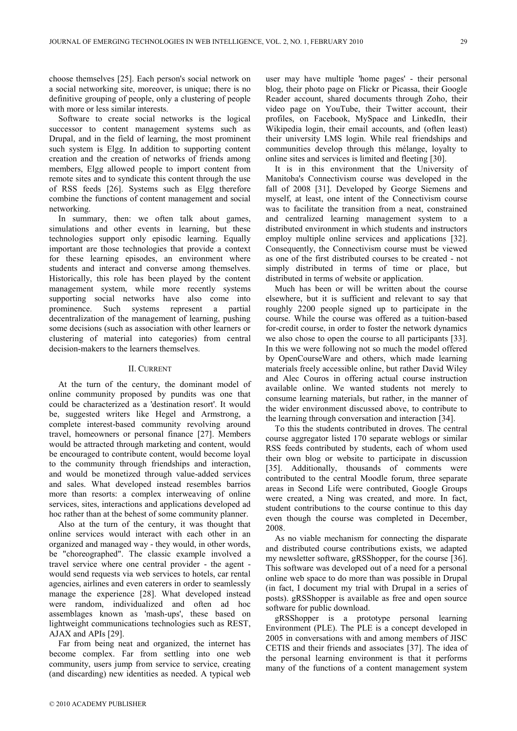choose themselves [25]. Each person's social network on a social networking site, moreover, is unique; there is no definitive grouping of people, only a clustering of people with more or less similar interests.

Software to create social networks is the logical successor to content management systems such as Drupal, and in the field of learning, the most prominent such system is Elgg. In addition to supporting content creation and the creation of networks of friends among members, Elgg allowed people to import content from remote sites and to syndicate this content through the use of RSS feeds [26]. Systems such as Elgg therefore combine the functions of content management and social networking.

In summary, then: we often talk about games, simulations and other events in learning, but these technologies support only episodic learning. Equally important are those technologies that provide a context for these learning episodes, an environment where students and interact and converse among themselves. Historically, this role has been played by the content management system, while more recently systems supporting social networks have also come into prominence. Such systems represent a partial decentralization of the management of learning, pushing some decisions (such as association with other learners or clustering of material into categories) from central decision-makers to the learners themselves.

## II. Current

At the turn of the century, the dominant model of online community proposed by pundits was one that could be characterized as a 'destination resort'. It would be, suggested writers like Hegel and Armstrong, a complete interest-based community revolving around travel, homeowners or personal finance [27]. Members would be attracted through marketing and content, would be encouraged to contribute content, would become loyal to the community through friendships and interaction, and would be monetized through value-added services and sales. What developed instead resembles barrios more than resorts: a complex interweaving of online services, sites, interactions and applications developed ad hoc rather than at the behest of some community planner.

Also at the turn of the century, it was thought that online services would interact with each other in an organized and managed way - they would, in other words, be "choreographed". The classic example involved a travel service where one central provider - the agent - would send requests via web services to hotels, car rental agencies, airlines and even caterers in order to seamlessly manage the experience [28]. What developed instead were random, individualized and often ad hoc assemblages known as 'mash-ups', these based on lightweight communications technologies such as REST, AJAX and APIs [29].

Far from being neat and organized, the internet has become complex. Far from settling into one web community, users jump from service to service, creating (and discarding) new identities as needed. A typical web user may have multiple 'home pages' - their personal blog, their photo page on Flickr or Picassa, their Google Reader account, shared documents through Zoho, their video page on YouTube, their Twitter account, their profiles, on Facebook, MySpace and LinkedIn, their Wikipedia login, their email accounts, and (often least) their university LMS login. While real friendships and communities develop through this mélange, loyalty to online sites and services is limited and fleeting [30].

It is in this environment that the University of Manitoba's Connectivism course was developed in the fall of 2008 [31]. Developed by George Siemens and myself, at least, one intent of the Connectivism course was to facilitate the transition from a neat, constrained and centralized learning management system to a distributed environment in which students and instructors employ multiple online services and applications [32]. Consequently, the Connectivism course must be viewed as one of the first distributed courses to be created - not simply distributed in terms of time or place, but distributed in terms of website or application.

Much has been or will be written about the course elsewhere, but it is sufficient and relevant to say that roughly 2200 people signed up to participate in the course. While the course was offered as a tuition-based for-credit course, in order to foster the network dynamics we also chose to open the course to all participants [33]. In this we were following not so much the model offered by OpenCourseWare and others, which made learning materials freely accessible online, but rather David Wiley and Alec Couros in offering actual course instruction available online. We wanted students not merely to consume learning materials, but rather, in the manner of the wider environment discussed above, to contribute to the learning through conversation and interaction [34].

To this the students contributed in droves. The central course aggregator listed 170 separate weblogs or similar RSS feeds contributed by students, each of whom used their own blog or website to participate in discussion [35]. Additionally, thousands of comments were contributed to the central Moodle forum, three separate areas in Second Life were contributed, Google Groups were created, a Ning was created, and more. In fact, student contributions to the course continue to this day even though the course was completed in December, 2008.

As no viable mechanism for connecting the disparate and distributed course contributions exists, we adapted my newsletter software, gRSShopper, for the course [36]. This software was developed out of a need for a personal online web space to do more than was possible in Drupal (in fact, I document my trial with Drupal in a series of posts). gRSShopper is available as free and open source software for public download.

gRSShopper is a prototype personal learning Environment (PLE). The PLE is a concept developed in 2005 in conversations with and among members of JISC CETIS and their friends and associates [37]. The idea of the personal learning environment is that it performs many of the functions of a content management system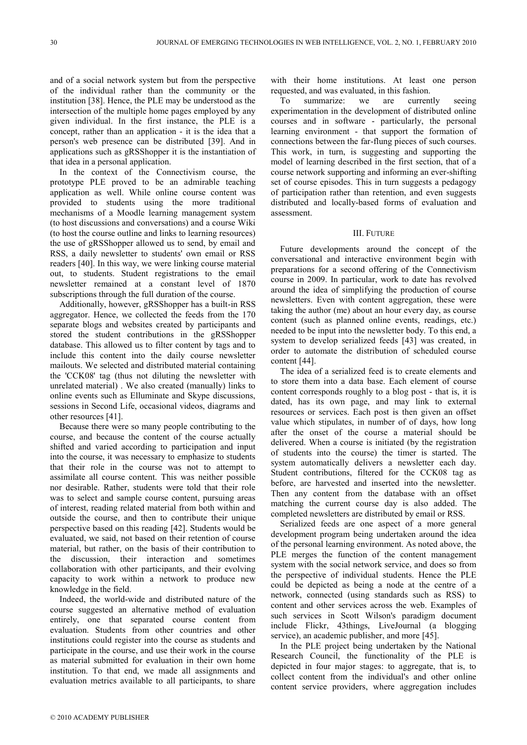and of a social network system but from the perspective of the individual rather than the community or the institution [38]. Hence, the PLE may be understood as the intersection of the multiple home pages employed by any given individual. In the first instance, the PLE is a concept, rather than an application - it is the idea that a person's web presence can be distributed [39]. And in applications such as gRSShopper it is the instantiation of that idea in a personal application.

In the context of the Connectivism course, the prototype PLE proved to be an admirable teaching application as well. While online course content was provided to students using the more traditional mechanisms of a Moodle learning management system (to host discussions and conversations) and a course Wiki (to host the course outline and links to learning resources) the use of gRSShopper allowed us to send, by email and RSS, a daily newsletter to students' own email or RSS readers [40]. In this way, we were linking course material out, to students. Student registrations to the email newsletter remained at a constant level of 1870 subscriptions through the full duration of the course.

Additionally, however, gRSShopper has a built-in RSS aggregator. Hence, we collected the feeds from the 170 separate blogs and websites created by participants and stored the student contributions in the gRSShopper database. This allowed us to filter content by tags and to include this content into the daily course newsletter mailouts. We selected and distributed material containing the 'CCK08' tag (thus not diluting the newsletter with unrelated material) . We also created (manually) links to online events such as Elluminate and Skype discussions, sessions in Second Life, occasional videos, diagrams and other resources [41].

Because there were so many people contributing to the course, and because the content of the course actually shifted and varied according to participation and input into the course, it was necessary to emphasize to students that their role in the course was not to attempt to assimilate all course content. This was neither possible nor desirable. Rather, students were told that their role was to select and sample course content, pursuing areas of interest, reading related material from both within and outside the course, and then to contribute their unique perspective based on this reading [42]. Students would be evaluated, we said, not based on their retention of course material, but rather, on the basis of their contribution to the discussion, their interaction and sometimes collaboration with other participants, and their evolving capacity to work within a network to produce new knowledge in the field.

Indeed, the world-wide and distributed nature of the course suggested an alternative method of evaluation entirely, one that separated course content from evaluation. Students from other countries and other institutions could register into the course as students and participate in the course, and use their work in the course as material submitted for evaluation in their own home institution. To that end, we made all assignments and evaluation metrics available to all participants, to share with their home institutions. At least one person requested, and was evaluated, in this fashion.

To summarize: we are currently seeing experimentation in the development of distributed online courses and in software - particularly, the personal learning environment - that support the formation of connections between the far-flung pieces of such courses. This work, in turn, is suggesting and supporting the model of learning described in the first section, that of a course network supporting and informing an ever-shifting set of course episodes. This in turn suggests a pedagogy of participation rather than retention, and even suggests distributed and locally-based forms of evaluation and assessment.

## III. FUTURE

Future developments around the concept of the conversational and interactive environment begin with preparations for a second offering of the Connectivism course in 2009. In particular, work to date has revolved around the idea of simplifying the production of course newsletters. Even with content aggregation, these were taking the author (me) about an hour every day, as course content (such as planned online events, readings, etc.) needed to be input into the newsletter body. To this end, a system to develop serialized feeds [43] was created, in order to automate the distribution of scheduled course content [44].

The idea of a serialized feed is to create elements and to store them into a data base. Each element of course content corresponds roughly to a blog post - that is, it is dated, has its own page, and may link to external resources or services. Each post is then given an offset value which stipulates, in number of of days, how long after the onset of the course a material should be delivered. When a course is initiated (by the registration of students into the course) the timer is started. The system automatically delivers a newsletter each day. Student contributions, filtered for the CCK08 tag as before, are harvested and inserted into the newsletter. Then any content from the database with an offset matching the current course day is also added. The completed newsletters are distributed by email or RSS.

Serialized feeds are one aspect of a more general development program being undertaken around the idea of the personal learning environment. As noted above, the PLE merges the function of the content management system with the social network service, and does so from the perspective of individual students. Hence the PLE could be depicted as being a node at the centre of a network, connected (using standards such as RSS) to content and other services across the web. Examples of such services in Scott Wilson's paradigm document include Flickr, 43things, LiveJournal (a blogging service), an academic publisher, and more [45].

In the PLE project being undertaken by the National Research Council, the functionality of the PLE is depicted in four major stages: to aggregate, that is, to collect content from the individual's and other online content service providers, where aggregation includes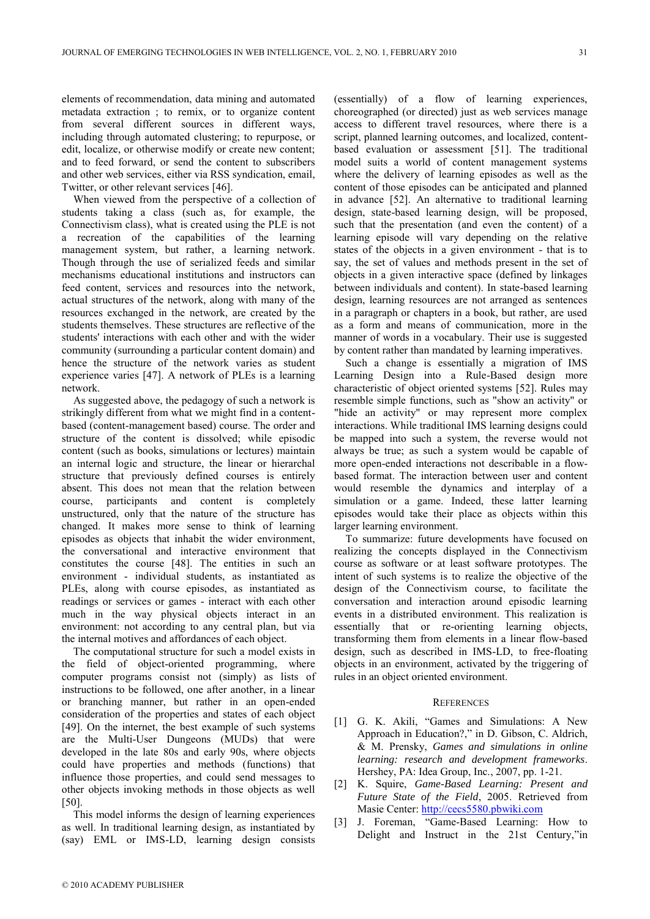elements of recommendation, data mining and automated metadata extraction ; to remix, or to organize content from several different sources in different ways, including through automated clustering; to repurpose, or edit, localize, or otherwise modify or create new content; and to feed forward, or send the content to subscribers and other web services, either via RSS syndication, email, Twitter, or other relevant services [46].

When viewed from the perspective of a collection of students taking a class (such as, for example, the Connectivism class), what is created using the PLE is not a recreation of the capabilities of the learning management system, but rather, a learning network. Though through the use of serialized feeds and similar mechanisms educational institutions and instructors can feed content, services and resources into the network, actual structures of the network, along with many of the resources exchanged in the network, are created by the students themselves. These structures are reflective of the students' interactions with each other and with the wider community (surrounding a particular content domain) and hence the structure of the network varies as student experience varies [47]. A network of PLEs is a learning network.

As suggested above, the pedagogy of such a network is strikingly different from what we might find in a content-based (content-management based) course. The order and structure of the content is dissolved; while episodic content (such as books, simulations or lectures) maintain an internal logic and structure, the linear or hierarchal structure that previously defined courses is entirely absent. This does not mean that the relation between course, participants and content is completely unstructured, only that the nature of the structure has changed. It makes more sense to think of learning episodes as objects that inhabit the wider environment, the conversational and interactive environment that constitutes the course [48]. The entities in such an environment - individual students, as instantiated as PLEs, along with course episodes, as instantiated as readings or services or games - interact with each other much in the way physical objects interact in an environment: not according to any central plan, but via the internal motives and affordances of each object.

The computational structure for such a model exists in the field of object-oriented programming, where computer programs consist not (simply) as lists of instructions to be followed, one after another, in a linear or branching manner, but rather in an open-ended consideration of the properties and states of each object [49]. On the internet, the best example of such systems are the Multi-User Dungeons (MUDs) that were developed in the late 80s and early 90s, where objects could have properties and methods (functions) that influence those properties, and could send messages to other objects invoking methods in those objects as well [50].

This model informs the design of learning experiences as well. In traditional learning design, as instantiated by (say) EML or IMS-LD, learning design consists (essentially) of a flow of learning experiences, choreographed (or directed) just as web services manage access to different travel resources, where there is a script, planned learning outcomes, and localized, content-based evaluation or assessment [51]. The traditional model suits a world of content management systems where the delivery of learning episodes as well as the content of those episodes can be anticipated and planned in advance [52]. An alternative to traditional learning design, state-based learning design, will be proposed, such that the presentation (and even the content) of a learning episode will vary depending on the relative states of the objects in a given environment - that is to say, the set of values and methods present in the set of objects in a given interactive space (defined by linkages between individuals and content). In state-based learning design, learning resources are not arranged as sentences in a paragraph or chapters in a book, but rather, are used as a form and means of communication, more in the manner of words in a vocabulary. Their use is suggested by content rather than mandated by learning imperatives.

Such a change is essentially a migration of IMS Learning Design into a Rule-Based design more characteristic of object oriented systems [52]. Rules may resemble simple functions, such as "show an activity" or "hide an activity" or may represent more complex interactions. While traditional IMS learning designs could be mapped into such a system, the reverse would not always be true; as such a system would be capable of more open-ended interactions not describable in a flow-based format. The interaction between user and content would resemble the dynamics and interplay of a simulation or a game. Indeed, these latter learning episodes would take their place as objects within this larger learning environment.

To summarize: future developments have focused on realizing the concepts displayed in the Connectivism course as software or at least software prototypes. The intent of such systems is to realize the objective of the design of the Connectivism course, to facilitate the conversation and interaction around episodic learning events in a distributed environment. This realization is essentially that or re-orienting learning objects, transforming them from elements in a linear flow-based design, such as described in IMS-LD, to free-floating objects in an environment, activated by the triggering of rules in an object oriented environment.

## References

[1] G. K. Akili, "Games and Simulations: A New Approach in Education?," in D. Gibson, C. Aldrich, & M. Prensky, *Games and simulations in online learning: research and development frameworks*. Hershey, PA: Idea Group, Inc., 2007, pp. 1-21.

[2] K. Squire, *Game-Based Learning: Present and Future State of the Field*, 2005. Retrieved from Masie Center: http://cecs5580.pbwiki.com

[3] J. Foreman, "Game-Based Learning: How to Delight and Instruct in the 21st Century,"in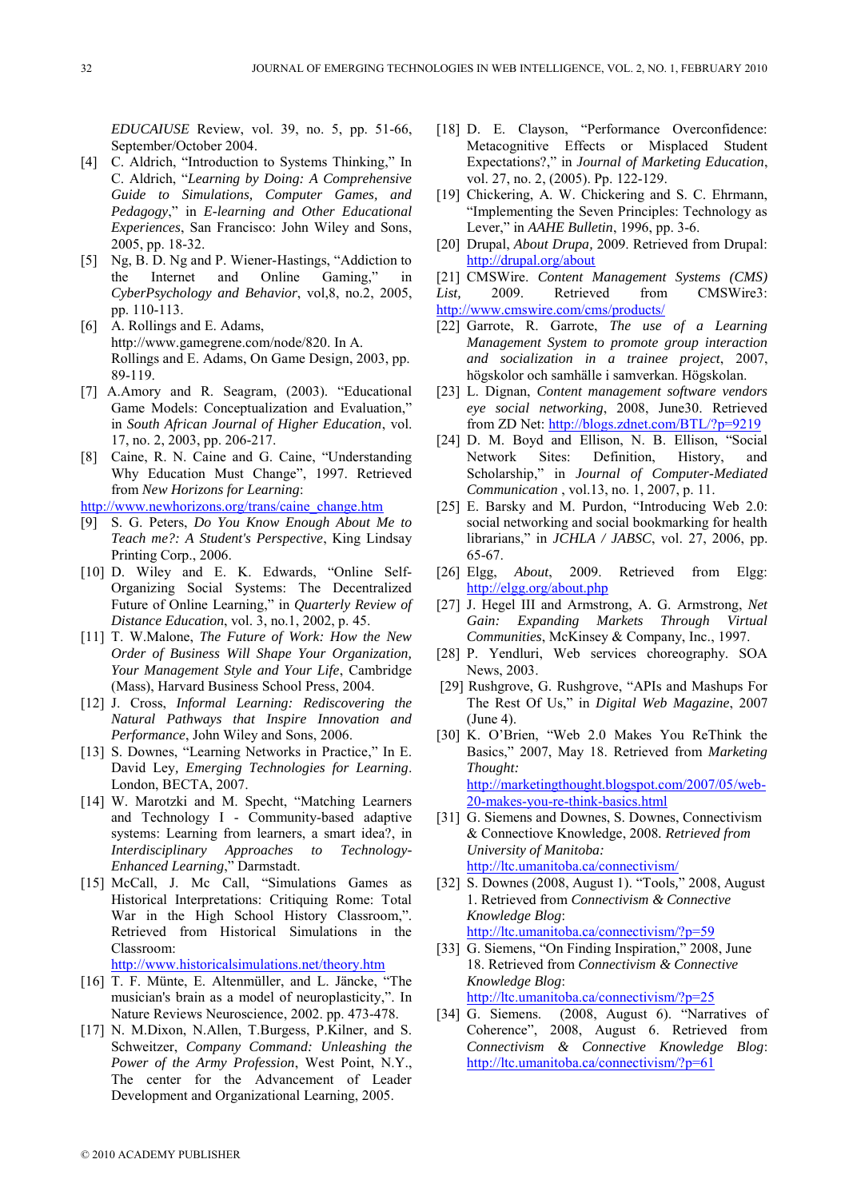*EDUCAIUSE* Review, vol. 39, no. 5, pp. 51-66, September/October 2004.

[4] C. Aldrich, "Introduction to Systems Thinking," In C. Aldrich, "*Learning by Doing: A Comprehensive Guide to Simulations, Computer Games, and Pedagogy*," in *E-learning and Other Educational Experiences*, San Francisco: John Wiley and Sons, 2005, pp. 18-32.

[5] Ng, B. D. Ng and P. Wiener-Hastings, "Addiction to the Internet and Online Gaming," in *CyberPsychology and Behavior*, vol,8, no.2, 2005, pp. 110-113.

[6] A. Rollings and E. Adams, http://www.gamegrene.com/node/820. In A. Rollings and E. Adams, On Game Design, 2003, pp. 89-119.

[7] A.Amory and R. Seagram, (2003). "Educational Game Models: Conceptualization and Evaluation," in *South African Journal of Higher Education*, vol. 17, no. 2, 2003, pp. 206-217.

[8] Caine, R. N. Caine and G. Caine, "Understanding Why Education Must Change", 1997. Retrieved from *New Horizons for Learning*: http://www.newhorizons.org/trans/caine_change.htm

[9] S. G. Peters, *Do You Know Enough About Me to Teach me?: A Student's Perspective*, King Lindsay Printing Corp., 2006.

[10] D. Wiley and E. K. Edwards, "Online Self-Organizing Social Systems: The Decentralized Future of Online Learning," in *Quarterly Review of Distance Education*, vol. 3, no.1, 2002, p. 45.

[11] T. W.Malone, *The Future of Work: How the New Order of Business Will Shape Your Organization, Your Management Style and Your Life*, Cambridge (Mass), Harvard Business School Press, 2004.

[12] J. Cross, *Informal Learning: Rediscovering the Natural Pathways that Inspire Innovation and Performance*, John Wiley and Sons, 2006.

[13] S. Downes, "Learning Networks in Practice," In E. David Ley, *Emerging Technologies for Learning*. London, BECTA, 2007.

[14] W. Marotzki and M. Specht, "Matching Learners and Technology I - Community-based adaptive systems: Learning from learners, a smart idea?, in *Interdisciplinary Approaches to Technology-Enhanced Learning*," Darmstadt.

[15] McCall, J. Mc Call, "Simulations Games as Historical Interpretations: Critiquing Rome: Total War in the High School History Classroom,". Retrieved from Historical Simulations in the Classroom: http://www.historicalsimulations.net/theory.htm

[16] T. F. Münte, E. Altenmüller, and L. Jäncke, "The musician's brain as a model of neuroplasticity,". In Nature Reviews Neuroscience, 2002. pp. 473-478.

[17] N. M.Dixon, N.Allen, T.Burgess, P.Kilner, and S. Schweitzer, *Company Command: Unleashing the Power of the Army Profession*, West Point, N.Y., The center for the Advancement of Leader Development and Organizational Learning, 2005.

[18] D. E. Clayson, "Performance Overconfidence: Metacognitive Effects or Misplaced Student Expectations?," in *Journal of Marketing Education*, vol. 27, no. 2, (2005). Pp. 122-129.

[19] Chickering, A. W. Chickering and S. C. Ehrmann, "Implementing the Seven Principles: Technology as Lever," in *AAHE Bulletin*, 1996, pp. 3-6.

[20] Drupal, *About Drupa,* 2009. Retrieved from Drupal: http://drupal.org/about

[21] CMSWire. *Content Management Systems (CMS) List,* 2009. Retrieved from CMSWire3: http://www.cmswire.com/cms/products/

[22] Garrote, R. Garrote, *The use of a Learning Management System to promote group interaction and socialization in a trainee project*, 2007, högskolor och samhälle i samverkan. Högskolan.

[23] L. Dignan, *Content management software vendors eye social networking*, 2008, June30. Retrieved from ZD Net: http://blogs.zdnet.com/BTL/?p=9219

[24] D. M. Boyd and Ellison, N. B. Ellison, "Social Network Sites: Definition, History, and Scholarship," in *Journal of Computer-Mediated Communication* , vol.13, no. 1, 2007, p. 11.

[25] E. Barsky and M. Purdon, "Introducing Web 2.0: social networking and social bookmarking for health librarians," in *JCHLA / JABSC*, vol. 27, 2006, pp. 65-67.

[26] Elgg, *About*, 2009. Retrieved from Elgg: http://elgg.org/about.php

[27] J. Hegel III and Armstrong, A. G. Armstrong, *Net Gain: Expanding Markets Through Virtual Communities*, McKinsey & Company, Inc., 1997.

[28] P. Yendluri, Web services choreography. SOA News, 2003.

[29] Rushgrove, G. Rushgrove, "APIs and Mashups For The Rest Of Us," in *Digital Web Magazine*, 2007 (June 4).

[30] K. O'Brien, "Web 2.0 Makes You ReThink the Basics," 2007, May 18. Retrieved from *Marketing Thought:* http://marketingthought.blogspot.com/2007/05/web-20-makes-you-re-think-basics.html

[31] G. Siemens and Downes, S. Downes, Connectivism & Connectiove Knowledge, 2008. *Retrieved from University of Manitoba:* http://ltc.umanitoba.ca/connectivism/

[32] S. Downes (2008, August 1). "Tools," 2008, August 1. Retrieved from *Connectivism & Connective Knowledge Blog*: http://ltc.umanitoba.ca/connectivism/?p=59

[33] G. Siemens, "On Finding Inspiration," 2008, June 18. Retrieved from *Connectivism & Connective Knowledge Blog*: http://ltc.umanitoba.ca/connectivism/?p=25

[34] G. Siemens. (2008, August 6). "Narratives of Coherence", 2008, August 6. Retrieved from *Connectivism & Connective Knowledge Blog*: http://ltc.umanitoba.ca/connectivism/?p=61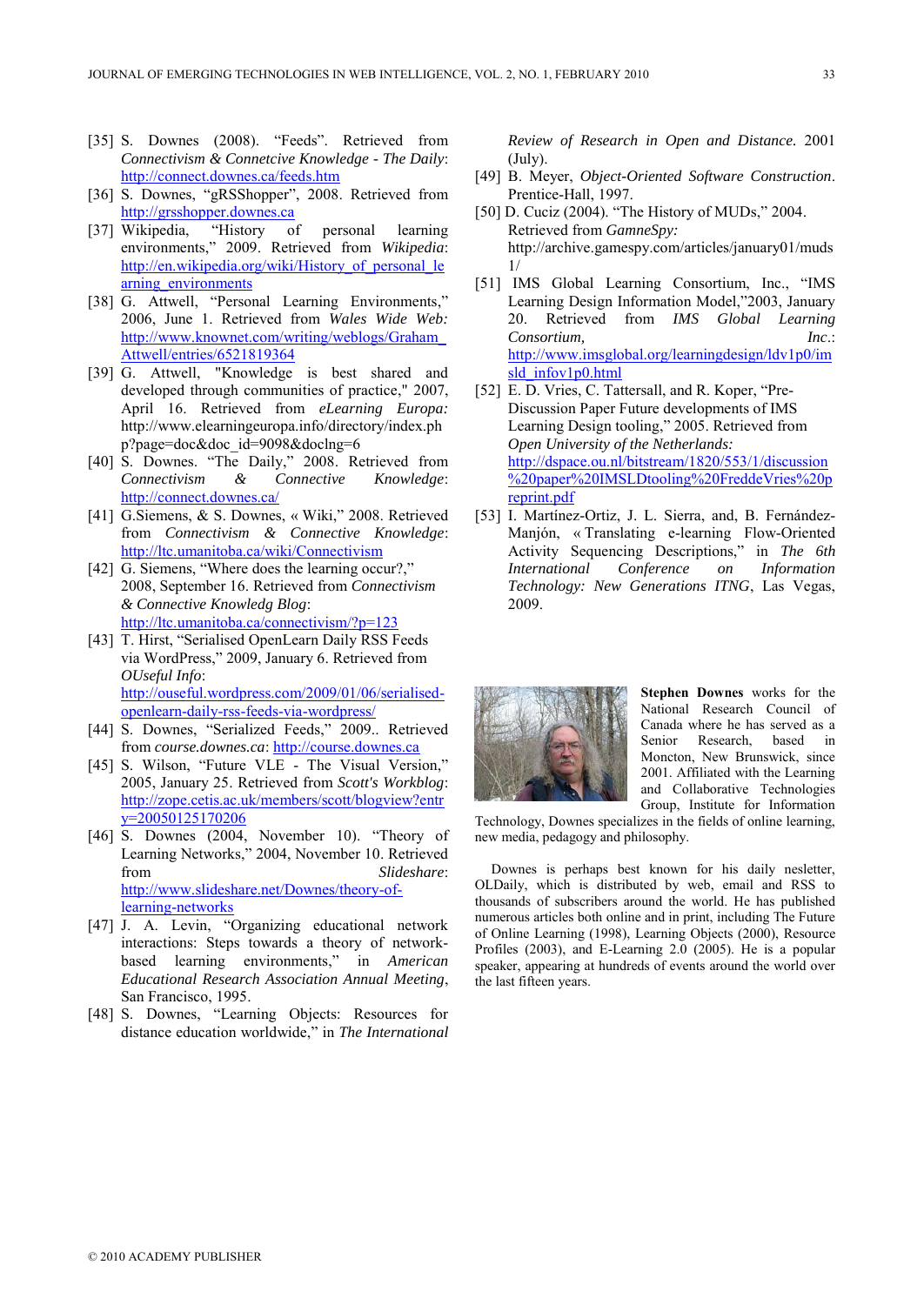[35] S. Downes (2008). "Feeds". Retrieved from *Connectivism & Connetcive Knowledge - The Daily*: http://connect.downes.ca/feeds.htm

[36] S. Downes, "gRSShopper", 2008. Retrieved from http://grsshopper.downes.ca

[37] Wikipedia, "History of personal learning environments," 2009. Retrieved from *Wikipedia*: http://en.wikipedia.org/wiki/History_of_personal_learning_environments

[38] G. Attwell, "Personal Learning Environments," 2006, June 1. Retrieved from *Wales Wide Web:* http://www.knownet.com/writing/weblogs/Graham_Attwell/entries/6521819364

[39] G. Attwell, "Knowledge is best shared and developed through communities of practice," 2007, April 16. Retrieved from *eLearning Europa:* http://www.elearningeuropa.info/directory/index.php?page=doc&doc_id=9098&doclng=6

[40] S. Downes. "The Daily," 2008. Retrieved from *Connectivism & Connective Knowledge*: http://connect.downes.ca/

[41] G.Siemens, & S. Downes, « Wiki," 2008. Retrieved from *Connectivism & Connective Knowledge*: http://ltc.umanitoba.ca/wiki/Connectivism

[42] G. Siemens, "Where does the learning occur?," 2008, September 16. Retrieved from *Connectivism & Connective Knowledg Blog*: http://ltc.umanitoba.ca/connectivism/?p=123

[43] T. Hirst, "Serialised OpenLearn Daily RSS Feeds via WordPress," 2009, January 6. Retrieved from *OUseful Info*: http://ouseful.wordpress.com/2009/01/06/serialised-openlearn-daily-rss-feeds-via-wordpress/

[44] S. Downes, "Serialized Feeds," 2009.. Retrieved from *course.downes.ca*: http://course.downes.ca

[45] S. Wilson, "Future VLE - The Visual Version," 2005, January 25. Retrieved from *Scott's Workblog*: http://zope.cetis.ac.uk/members/scott/blogview?entry=20050125170206

[46] S. Downes (2004, November 10). "Theory of Learning Networks," 2004, November 10. Retrieved from *Slideshare*: http://www.slideshare.net/Downes/theory-of-learning-networks

[47] J. A. Levin, "Organizing educational network interactions: Steps towards a theory of network-based learning environments," in *American Educational Research Association Annual Meeting*, San Francisco, 1995.

[48] S. Downes, "Learning Objects: Resources for distance education worldwide," in *The International Review of Research in Open and Distance.* 2001 (July).

[49] B. Meyer, *Object-Oriented Software Construction*. Prentice-Hall, 1997.

[50] D. Cuciz (2004). "The History of MUDs," 2004. Retrieved from *GamneSpy:* http://archive.gamespy.com/articles/january01/muds1/

[51] IMS Global Learning Consortium, Inc., "IMS Learning Design Information Model,"2003, January 20. Retrieved from *IMS Global Learning Consortium, Inc.*: http://www.imsglobal.org/learningdesign/ldv1p0/imsld_infov1p0.html

[52] E. D. Vries, C. Tattersall, and R. Koper, "Pre-Discussion Paper Future developments of IMS Learning Design tooling," 2005. Retrieved from *Open University of the Netherlands:* http://dspace.ou.nl/bitstream/1820/553/1/discussion%20paper%20IMSLDtooling%20FreddeVries%20preprint.pdf

[53] I. Martínez-Ortiz, J. L. Sierra, and, B. Fernández-Manjón, « Translating e-learning Flow-Oriented Activity Sequencing Descriptions," in *The 6th International Conference on Information Technology: New Generations ITNG*, Las Vegas, 2009.

**Stephen Downes** works for the National Research Council of Canada where he has served as a Senior Research, based in Moncton, New Brunswick, since 2001. Affiliated with the Learning and Collaborative Technologies Group, Institute for Information Technology, Downes specializes in the fields of online learning, new media, pedagogy and philosophy.

Downes is perhaps best known for his daily nesletter, OLDaily, which is distributed by web, email and RSS to thousands of subscribers around the world. He has published numerous articles both online and in print, including The Future of Online Learning (1998), Learning Objects (2000), Resource Profiles (2003), and E-Learning 2.0 (2005). He is a popular speaker, appearing at hundreds of events around the world over the last fifteen years.